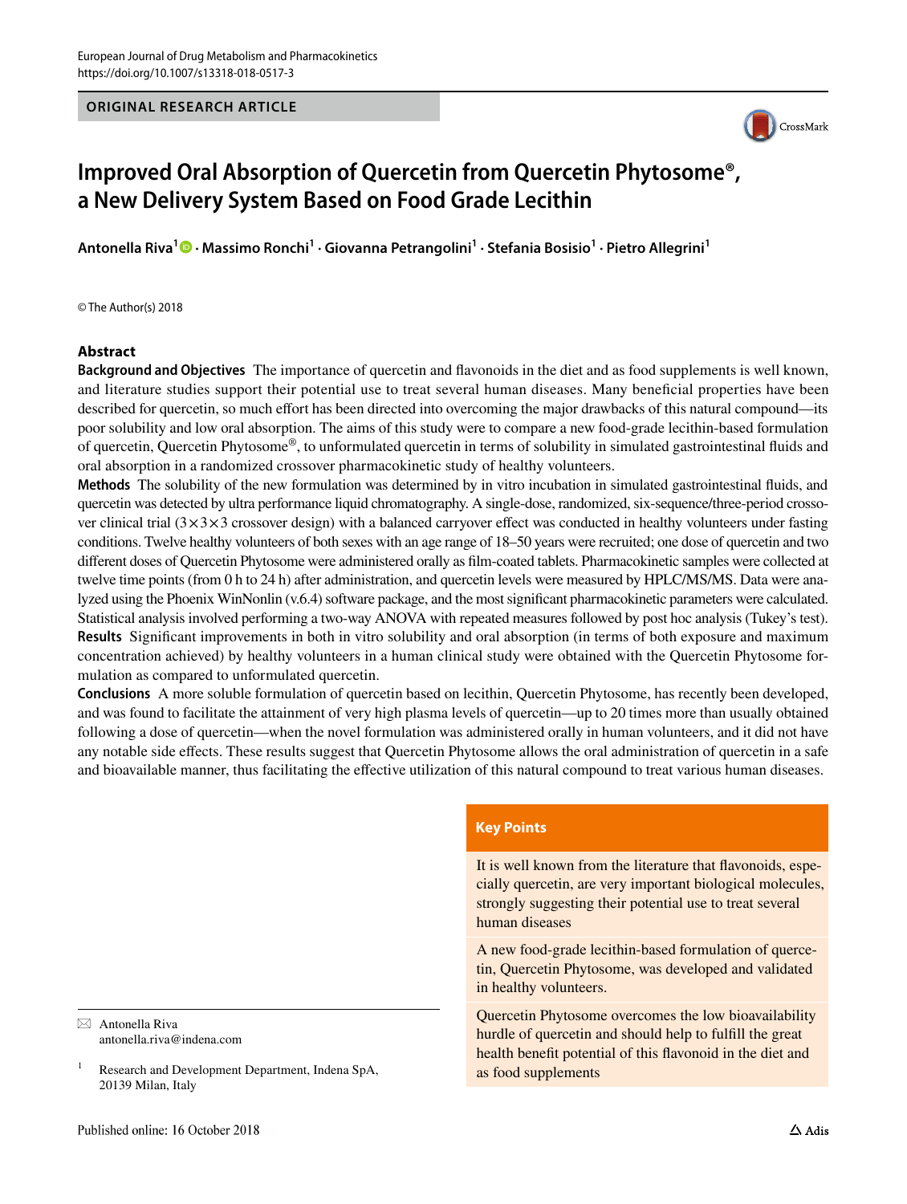ORIGINAL RESEARCH ARTICLE

# Improved Oral Absorption of Quercetin from Quercetin Phytosome®, a New Delivery System Based on Food Grade Lecithin

**Antonella Riva[1] · Massimo Ronchi[1] · Giovanna Petrangolini[1] · Stefania Bosisio[1] · Pietro Allegrini[1]**

© The Author(s) 2018

## Abstract

**Background and Objectives** The importance of quercetin and flavonoids in the diet and as food supplements is well known, and literature studies support their potential use to treat several human diseases. Many beneficial properties have been described for quercetin, so much effort has been directed into overcoming the major drawbacks of this natural compound—its poor solubility and low oral absorption. The aims of this study were to compare a new food-grade lecithin-based formulation of quercetin, Quercetin Phytosome®, to unformulated quercetin in terms of solubility in simulated gastrointestinal fluids and oral absorption in a randomized crossover pharmacokinetic study of healthy volunteers.

**Methods** The solubility of the new formulation was determined by in vitro incubation in simulated gastrointestinal fluids, and quercetin was detected by ultra performance liquid chromatography. A single-dose, randomized, six-sequence/three-period crossover clinical trial (3×3×3 crossover design) with a balanced carryover effect was conducted in healthy volunteers under fasting conditions. Twelve healthy volunteers of both sexes with an age range of 18–50 years were recruited; one dose of quercetin and two different doses of Quercetin Phytosome were administered orally as film-coated tablets. Pharmacokinetic samples were collected at twelve time points (from 0 h to 24 h) after administration, and quercetin levels were measured by HPLC/MS/MS. Data were analyzed using the Phoenix WinNonlin (v.6.4) software package, and the most significant pharmacokinetic parameters were calculated. Statistical analysis involved performing a two-way ANOVA with repeated measures followed by post hoc analysis (Tukey's test).

**Results** Significant improvements in both in vitro solubility and oral absorption (in terms of both exposure and maximum concentration achieved) by healthy volunteers in a human clinical study were obtained with the Quercetin Phytosome formulation as compared to unformulated quercetin.

**Conclusions** A more soluble formulation of quercetin based on lecithin, Quercetin Phytosome, has recently been developed, and was found to facilitate the attainment of very high plasma levels of quercetin—up to 20 times more than usually obtained following a dose of quercetin—when the novel formulation was administered orally in human volunteers, and it did not have any notable side effects. These results suggest that Quercetin Phytosome allows the oral administration of quercetin in a safe and bioavailable manner, thus facilitating the effective utilization of this natural compound to treat various human diseases.

### Key Points

It is well known from the literature that flavonoids, especially quercetin, are very important biological molecules, strongly suggesting their potential use to treat several human diseases

A new food-grade lecithin-based formulation of quercetin, Quercetin Phytosome, was developed and validated in healthy volunteers.

Quercetin Phytosome overcomes the low bioavailability hurdle of quercetin and should help to fulfill the great health benefit potential of this flavonoid in the diet and as food supplements

✉ Antonella Riva
antonella.riva@indena.com

[1] Research and Development Department, Indena SpA, 20139 Milan, Italy

Published online: 16 October 2018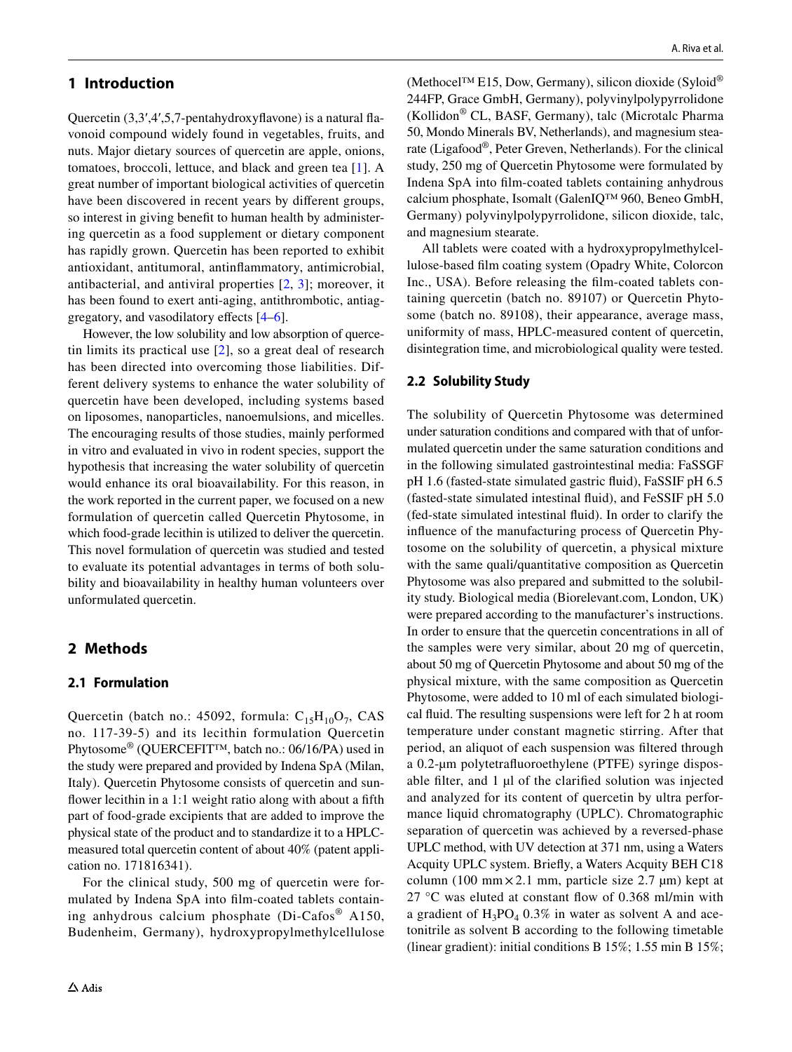## 1 Introduction

Quercetin (3,3′,4′,5,7-pentahydroxyflavone) is a natural flavonoid compound widely found in vegetables, fruits, and nuts. Major dietary sources of quercetin are apple, onions, tomatoes, broccoli, lettuce, and black and green tea [1]. A great number of important biological activities of quercetin have been discovered in recent years by different groups, so interest in giving benefit to human health by administering quercetin as a food supplement or dietary component has rapidly grown. Quercetin has been reported to exhibit antioxidant, antitumoral, antinflammatory, antimicrobial, antibacterial, and antiviral properties [2, 3]; moreover, it has been found to exert anti-aging, antithrombotic, antiaggregatory, and vasodilatory effects [4–6].

However, the low solubility and low absorption of quercetin limits its practical use [2], so a great deal of research has been directed into overcoming those liabilities. Different delivery systems to enhance the water solubility of quercetin have been developed, including systems based on liposomes, nanoparticles, nanoemulsions, and micelles. The encouraging results of those studies, mainly performed in vitro and evaluated in vivo in rodent species, support the hypothesis that increasing the water solubility of quercetin would enhance its oral bioavailability. For this reason, in the work reported in the current paper, we focused on a new formulation of quercetin called Quercetin Phytosome, in which food-grade lecithin is utilized to deliver the quercetin. This novel formulation of quercetin was studied and tested to evaluate its potential advantages in terms of both solubility and bioavailability in healthy human volunteers over unformulated quercetin.

## 2 Methods

### 2.1 Formulation

Quercetin (batch no.: 45092, formula: $C_{15}H_{10}O_7$, CAS no. 117-39-5) and its lecithin formulation Quercetin Phytosome® (QUERCEFIT™, batch no.: 06/16/PA) used in the study were prepared and provided by Indena SpA (Milan, Italy). Quercetin Phytosome consists of quercetin and sunflower lecithin in a 1:1 weight ratio along with about a fifth part of food-grade excipients that are added to improve the physical state of the product and to standardize it to a HPLC-measured total quercetin content of about 40% (patent application no. 171816341).

For the clinical study, 500 mg of quercetin were formulated by Indena SpA into film-coated tablets containing anhydrous calcium phosphate (Di-Cafos® A150, Budenheim, Germany), hydroxypropylmethylcellulose (Methocel™ E15, Dow, Germany), silicon dioxide (Syloid® 244FP, Grace GmbH, Germany), polyvinylpolypyrrolidone (Kollidon® CL, BASF, Germany), talc (Microtalc Pharma 50, Mondo Minerals BV, Netherlands), and magnesium stearate (Ligafood®, Peter Greven, Netherlands). For the clinical study, 250 mg of Quercetin Phytosome were formulated by Indena SpA into film-coated tablets containing anhydrous calcium phosphate, Isomalt (GalenIQ™ 960, Beneo GmbH, Germany) polyvinylpolypyrrolidone, silicon dioxide, talc, and magnesium stearate.

All tablets were coated with a hydroxypropylmethylcellulose-based film coating system (Opadry White, Colorcon Inc., USA). Before releasing the film-coated tablets containing quercetin (batch no. 89107) or Quercetin Phytosome (batch no. 89108), their appearance, average mass, uniformity of mass, HPLC-measured content of quercetin, disintegration time, and microbiological quality were tested.

### 2.2 Solubility Study

The solubility of Quercetin Phytosome was determined under saturation conditions and compared with that of unformulated quercetin under the same saturation conditions and in the following simulated gastrointestinal media: FaSSGF pH 1.6 (fasted-state simulated gastric fluid), FaSSIF pH 6.5 (fasted-state simulated intestinal fluid), and FeSSIF pH 5.0 (fed-state simulated intestinal fluid). In order to clarify the influence of the manufacturing process of Quercetin Phytosome on the solubility of quercetin, a physical mixture with the same quali/quantitative composition as Quercetin Phytosome was also prepared and submitted to the solubility study. Biological media (Biorelevant.com, London, UK) were prepared according to the manufacturer's instructions. In order to ensure that the quercetin concentrations in all of the samples were very similar, about 20 mg of quercetin, about 50 mg of Quercetin Phytosome and about 50 mg of the physical mixture, with the same composition as Quercetin Phytosome, were added to 10 ml of each simulated biological fluid. The resulting suspensions were left for 2 h at room temperature under constant magnetic stirring. After that period, an aliquot of each suspension was filtered through a 0.2-μm polytetrafluoroethylene (PTFE) syringe disposable filter, and 1 μl of the clarified solution was injected and analyzed for its content of quercetin by ultra performance liquid chromatography (UPLC). Chromatographic separation of quercetin was achieved by a reversed-phase UPLC method, with UV detection at 371 nm, using a Waters Acquity UPLC system. Briefly, a Waters Acquity BEH C18 column (100 mm × 2.1 mm, particle size 2.7 μm) kept at 27 °C was eluted at constant flow of 0.368 ml/min with a gradient of $H_3PO_4$ 0.3% in water as solvent A and acetonitrile as solvent B according to the following timetable (linear gradient): initial conditions B 15%; 1.55 min B 15%;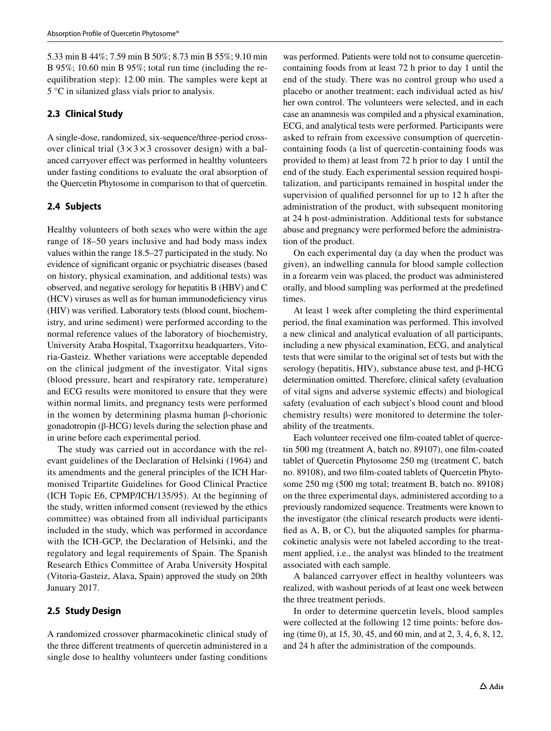5.33 min B 44%; 7.59 min B 50%; 8.73 min B 55%; 9.10 min B 95%; 10.60 min B 95%; total run time (including the re-equilibration step): 12.00 min. The samples were kept at 5 °C in silanized glass vials prior to analysis.

### 2.3 Clinical Study

A single-dose, randomized, six-sequence/three-period crossover clinical trial ($3 \times 3 \times 3$ crossover design) with a balanced carryover effect was performed in healthy volunteers under fasting conditions to evaluate the oral absorption of the Quercetin Phytosome in comparison to that of quercetin.

### 2.4 Subjects

Healthy volunteers of both sexes who were within the age range of 18–50 years inclusive and had body mass index values within the range 18.5–27 participated in the study. No evidence of significant organic or psychiatric diseases (based on history, physical examination, and additional tests) was observed, and negative serology for hepatitis B (HBV) and C (HCV) viruses as well as for human immunodeficiency virus (HIV) was verified. Laboratory tests (blood count, biochemistry, and urine sediment) were performed according to the normal reference values of the laboratory of biochemistry, University Araba Hospital, Txagorritxu headquarters, Vitoria-Gasteiz. Whether variations were acceptable depended on the clinical judgment of the investigator. Vital signs (blood pressure, heart and respiratory rate, temperature) and ECG results were monitored to ensure that they were within normal limits, and pregnancy tests were performed in the women by determining plasma human β-chorionic gonadotropin (β-HCG) levels during the selection phase and in urine before each experimental period.

The study was carried out in accordance with the relevant guidelines of the Declaration of Helsinki (1964) and its amendments and the general principles of the ICH Harmonised Tripartite Guidelines for Good Clinical Practice (ICH Topic E6, CPMP/ICH/135/95). At the beginning of the study, written informed consent (reviewed by the ethics committee) was obtained from all individual participants included in the study, which was performed in accordance with the ICH-GCP, the Declaration of Helsinki, and the regulatory and legal requirements of Spain. The Spanish Research Ethics Committee of Araba University Hospital (Vitoria-Gasteiz, Alava, Spain) approved the study on 20th January 2017.

### 2.5 Study Design

A randomized crossover pharmacokinetic clinical study of the three different treatments of quercetin administered in a single dose to healthy volunteers under fasting conditions was performed. Patients were told not to consume quercetin-containing foods from at least 72 h prior to day 1 until the end of the study. There was no control group who used a placebo or another treatment; each individual acted as his/her own control. The volunteers were selected, and in each case an anamnesis was compiled and a physical examination, ECG, and analytical tests were performed. Participants were asked to refrain from excessive consumption of quercetin-containing foods (a list of quercetin-containing foods was provided to them) at least from 72 h prior to day 1 until the end of the study. Each experimental session required hospitalization, and participants remained in hospital under the supervision of qualified personnel for up to 12 h after the administration of the product, with subsequent monitoring at 24 h post-administration. Additional tests for substance abuse and pregnancy were performed before the administration of the product.

On each experimental day (a day when the product was given), an indwelling cannula for blood sample collection in a forearm vein was placed, the product was administered orally, and blood sampling was performed at the predefined times.

At least 1 week after completing the third experimental period, the final examination was performed. This involved a new clinical and analytical evaluation of all participants, including a new physical examination, ECG, and analytical tests that were similar to the original set of tests but with the serology (hepatitis, HIV), substance abuse test, and β-HCG determination omitted. Therefore, clinical safety (evaluation of vital signs and adverse systemic effects) and biological safety (evaluation of each subject's blood count and blood chemistry results) were monitored to determine the tolerability of the treatments.

Each volunteer received one film-coated tablet of quercetin 500 mg (treatment A, batch no. 89107), one film-coated tablet of Quercetin Phytosome 250 mg (treatment C, batch no. 89108), and two film-coated tablets of Quercetin Phytosome 250 mg (500 mg total; treatment B, batch no. 89108) on the three experimental days, administered according to a previously randomized sequence. Treatments were known to the investigator (the clinical research products were identified as A, B, or C), but the aliquoted samples for pharmacokinetic analysis were not labeled according to the treatment applied, i.e., the analyst was blinded to the treatment associated with each sample.

A balanced carryover effect in healthy volunteers was realized, with washout periods of at least one week between the three treatment periods.

In order to determine quercetin levels, blood samples were collected at the following 12 time points: before dosing (time 0), at 15, 30, 45, and 60 min, and at 2, 3, 4, 6, 8, 12, and 24 h after the administration of the compounds.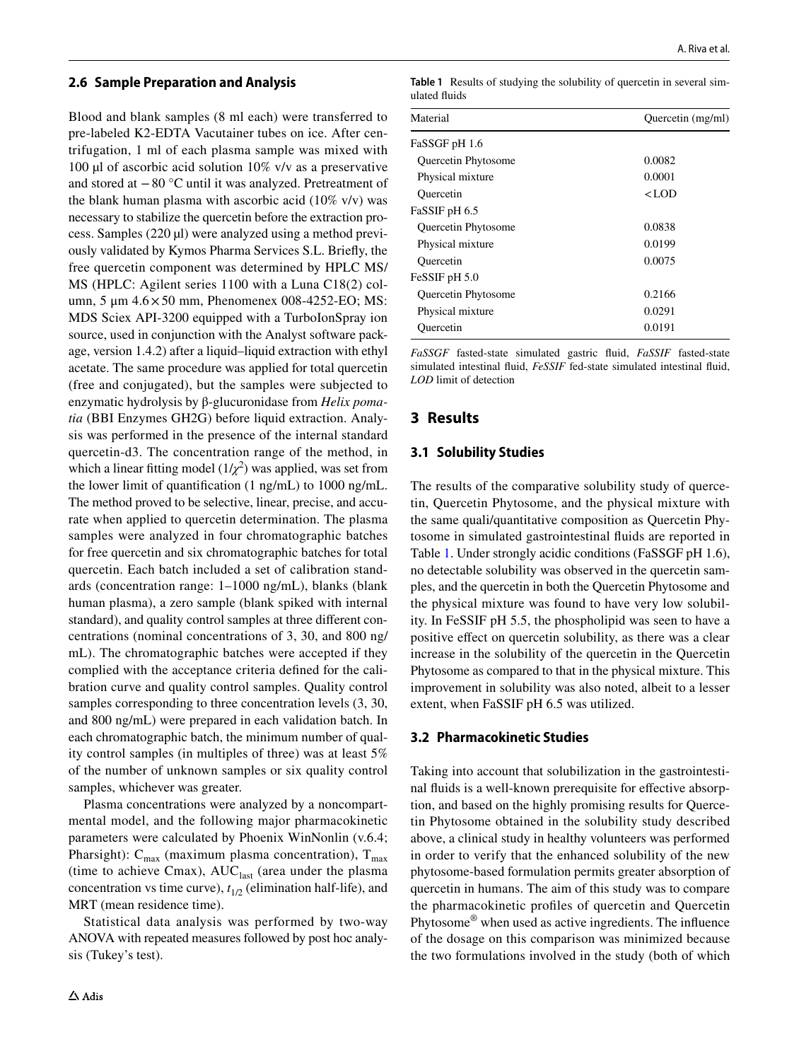### 2.6 Sample Preparation and Analysis

Blood and blank samples (8 ml each) were transferred to pre-labeled K2-EDTA Vacutainer tubes on ice. After centrifugation, 1 ml of each plasma sample was mixed with 100 µl of ascorbic acid solution 10% v/v as a preservative and stored at − 80 °C until it was analyzed. Pretreatment of the blank human plasma with ascorbic acid (10% v/v) was necessary to stabilize the quercetin before the extraction process. Samples (220 µl) were analyzed using a method previously validated by Kymos Pharma Services S.L. Briefly, the free quercetin component was determined by HPLC MS/MS (HPLC: Agilent series 1100 with a Luna C18(2) column, 5 µm 4.6 × 50 mm, Phenomenex 008-4252-EO; MS: MDS Sciex API-3200 equipped with a TurboIonSpray ion source, used in conjunction with the Analyst software package, version 1.4.2) after a liquid–liquid extraction with ethyl acetate. The same procedure was applied for total quercetin (free and conjugated), but the samples were subjected to enzymatic hydrolysis by β-glucuronidase from *Helix pomatia* (BBI Enzymes GH2G) before liquid extraction. Analysis was performed in the presence of the internal standard quercetin-d3. The concentration range of the method, in which a linear fitting model ($1/\chi^2$) was applied, was set from the lower limit of quantification (1 ng/mL) to 1000 ng/mL. The method proved to be selective, linear, precise, and accurate when applied to quercetin determination. The plasma samples were analyzed in four chromatographic batches for free quercetin and six chromatographic batches for total quercetin. Each batch included a set of calibration standards (concentration range: 1–1000 ng/mL), blanks (blank human plasma), a zero sample (blank spiked with internal standard), and quality control samples at three different concentrations (nominal concentrations of 3, 30, and 800 ng/mL). The chromatographic batches were accepted if they complied with the acceptance criteria defined for the calibration curve and quality control samples. Quality control samples corresponding to three concentration levels (3, 30, and 800 ng/mL) were prepared in each validation batch. In each chromatographic batch, the minimum number of quality control samples (in multiples of three) was at least 5% of the number of unknown samples or six quality control samples, whichever was greater.

Plasma concentrations were analyzed by a noncompartmental model, and the following major pharmacokinetic parameters were calculated by Phoenix WinNonlin (v.6.4; Pharsight): $C_{max}$ (maximum plasma concentration), $T_{max}$ (time to achieve Cmax), $AUC_{last}$ (area under the plasma concentration vs time curve), $t_{1/2}$ (elimination half-life), and MRT (mean residence time).

Statistical data analysis was performed by two-way ANOVA with repeated measures followed by post hoc analysis (Tukey's test).

**Table 1** Results of studying the solubility of quercetin in several simulated fluids

| Material | Quercetin (mg/ml) |
|---|---|
| FaSSGF pH 1.6 | |
| Quercetin Phytosome | 0.0082 |
| Physical mixture | 0.0001 |
| Quercetin | < LOD |
| FaSSIF pH 6.5 | |
| Quercetin Phytosome | 0.0838 |
| Physical mixture | 0.0199 |
| Quercetin | 0.0075 |
| FeSSIF pH 5.0 | |
| Quercetin Phytosome | 0.2166 |
| Physical mixture | 0.0291 |
| Quercetin | 0.0191 |

*FaSSGF* fasted-state simulated gastric fluid, *FaSSIF* fasted-state simulated intestinal fluid, *FeSSIF* fed-state simulated intestinal fluid, *LOD* limit of detection

## 3 Results

### 3.1 Solubility Studies

The results of the comparative solubility study of quercetin, Quercetin Phytosome, and the physical mixture with the same quali/quantitative composition as Quercetin Phytosome in simulated gastrointestinal fluids are reported in Table 1. Under strongly acidic conditions (FaSSGF pH 1.6), no detectable solubility was observed in the quercetin samples, and the quercetin in both the Quercetin Phytosome and the physical mixture was found to have very low solubility. In FeSSIF pH 5.5, the phospholipid was seen to have a positive effect on quercetin solubility, as there was a clear increase in the solubility of the quercetin in the Quercetin Phytosome as compared to that in the physical mixture. This improvement in solubility was also noted, albeit to a lesser extent, when FaSSIF pH 6.5 was utilized.

### 3.2 Pharmacokinetic Studies

Taking into account that solubilization in the gastrointestinal fluids is a well-known prerequisite for effective absorption, and based on the highly promising results for Quercetin Phytosome obtained in the solubility study described above, a clinical study in healthy volunteers was performed in order to verify that the enhanced solubility of the new phytosome-based formulation permits greater absorption of quercetin in humans. The aim of this study was to compare the pharmacokinetic profiles of quercetin and Quercetin Phytosome® when used as active ingredients. The influence of the dosage on this comparison was minimized because the two formulations involved in the study (both of which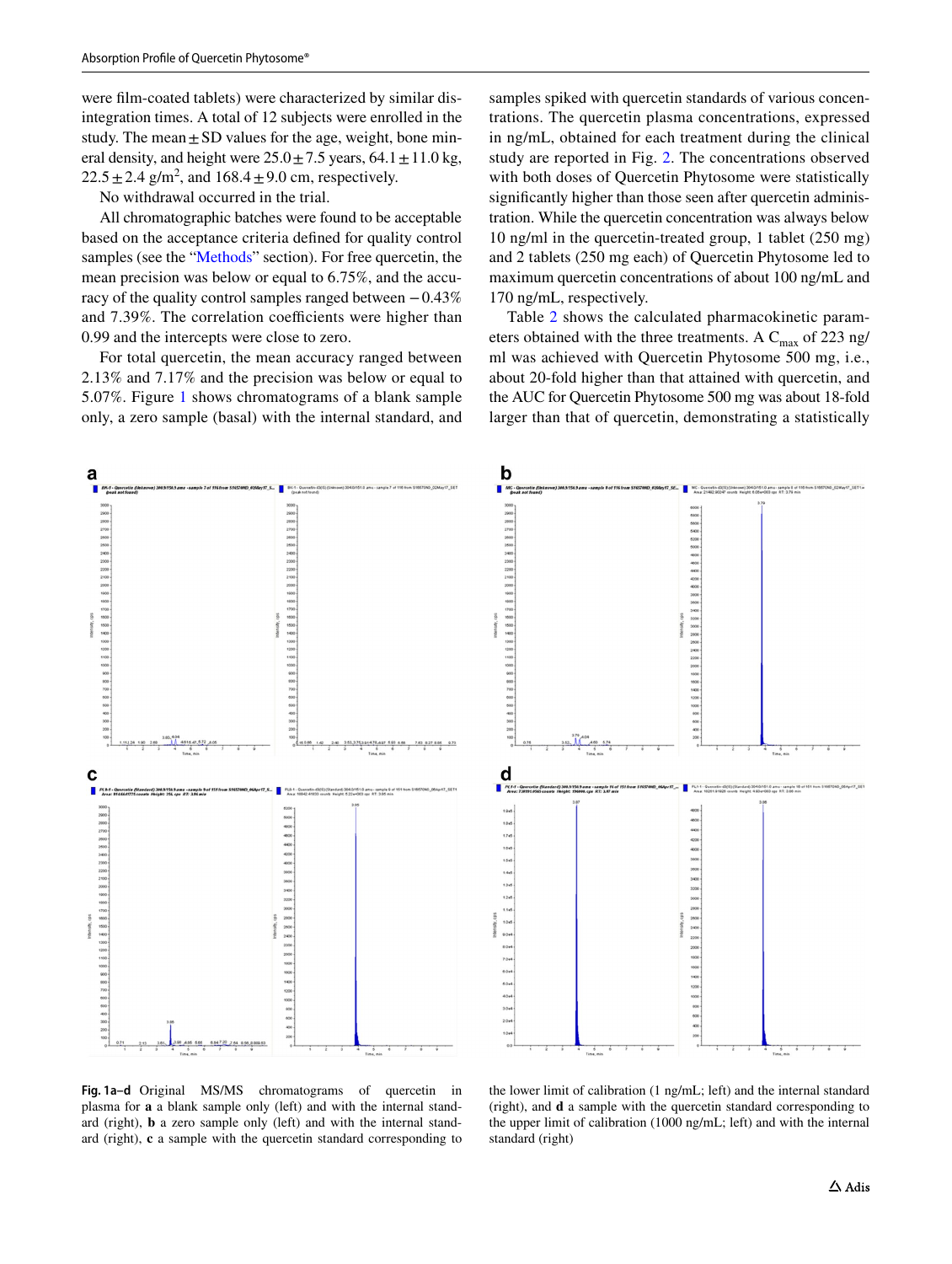were film-coated tablets) were characterized by similar disintegration times. A total of 12 subjects were enrolled in the study. The mean ± SD values for the age, weight, bone mineral density, and height were 25.0 ± 7.5 years, 64.1 ± 11.0 kg, 22.5 ± 2.4 g/m$^2$, and 168.4 ± 9.0 cm, respectively.

No withdrawal occurred in the trial.

All chromatographic batches were found to be acceptable based on the acceptance criteria defined for quality control samples (see the "Methods" section). For free quercetin, the mean precision was below or equal to 6.75%, and the accuracy of the quality control samples ranged between − 0.43% and 7.39%. The correlation coefficients were higher than 0.99 and the intercepts were close to zero.

For total quercetin, the mean accuracy ranged between 2.13% and 7.17% and the precision was below or equal to 5.07%. Figure 1 shows chromatograms of a blank sample only, a zero sample (basal) with the internal standard, and samples spiked with quercetin standards of various concentrations. The quercetin plasma concentrations, expressed in ng/mL, obtained for each treatment during the clinical study are reported in Fig. 2. The concentrations observed with both doses of Quercetin Phytosome were statistically significantly higher than those seen after quercetin administration. While the quercetin concentration was always below 10 ng/ml in the quercetin-treated group, 1 tablet (250 mg) and 2 tablets (250 mg each) of Quercetin Phytosome led to maximum quercetin concentrations of about 100 ng/mL and 170 ng/mL, respectively.

Table 2 shows the calculated pharmacokinetic parameters obtained with the three treatments. A $C_{max}$ of 223 ng/ml was achieved with Quercetin Phytosome 500 mg, i.e., about 20-fold higher than that attained with quercetin, and the AUC for Quercetin Phytosome 500 mg was about 18-fold larger than that of quercetin, demonstrating a statistically

**Fig. 1a–d** Original MS/MS chromatograms of quercetin in plasma for **a** a blank sample only (left) and with the internal standard (right), **b** a zero sample only (left) and with the internal standard (right), **c** a sample with the quercetin standard corresponding to the lower limit of calibration (1 ng/mL; left) and the internal standard (right), and **d** a sample with the quercetin standard corresponding to the upper limit of calibration (1000 ng/mL; left) and with the internal standard (right)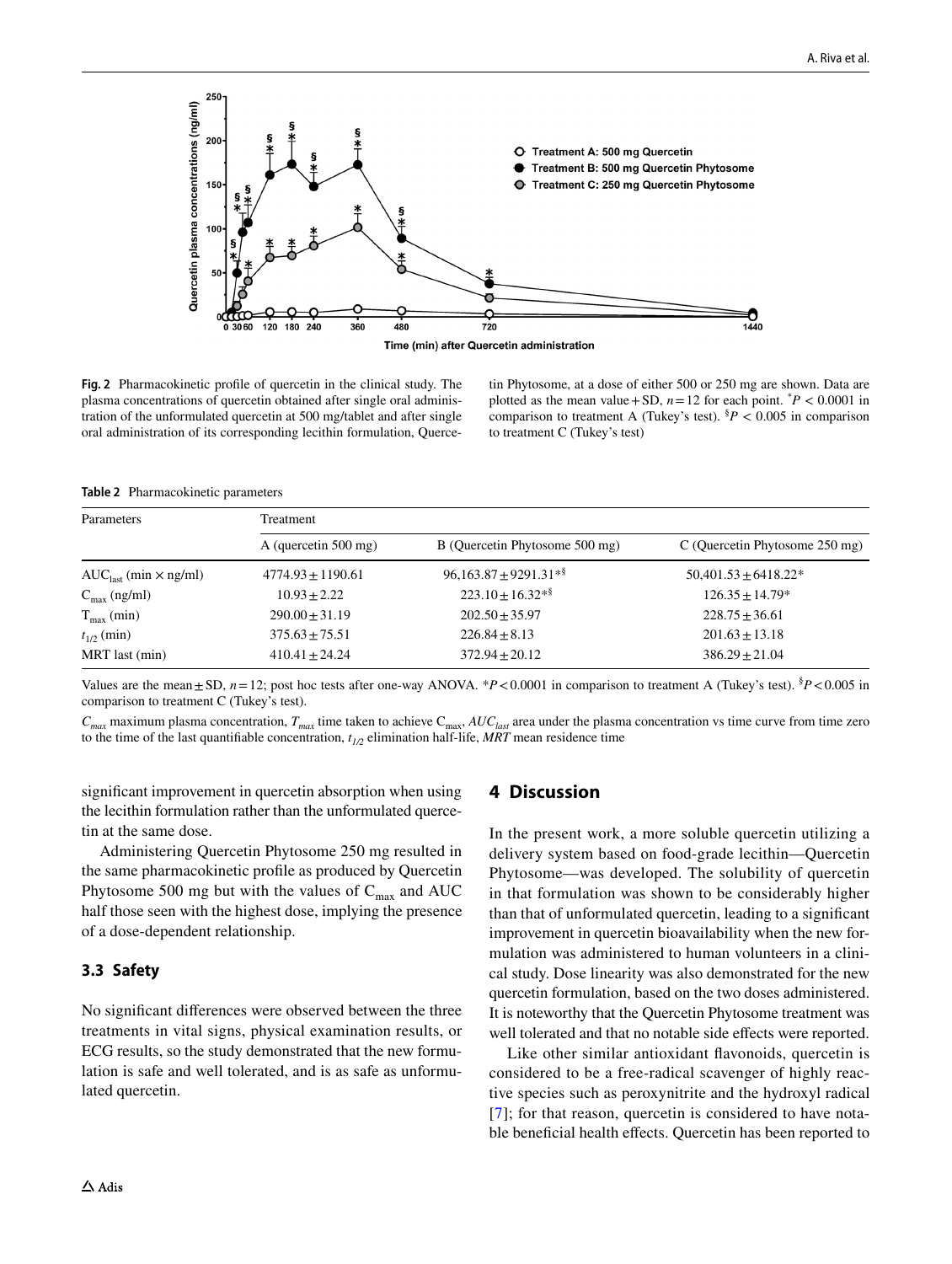250
200
150
100
50
0
Quercetin plasma concentrations (ng/ml)
0 30 60 120 180 240 360 480 720 1440
Time (min) after Quercetin administration
Treatment A: 500 mg Quercetin
Treatment B: 500 mg Quercetin Phytosome
Treatment C: 250 mg Quercetin Phytosome
§
*

**Fig. 2** Pharmacokinetic profile of quercetin in the clinical study. The plasma concentrations of quercetin obtained after single oral administration of the unformulated quercetin at 500 mg/tablet and after single oral administration of its corresponding lecithin formulation, Quercetin Phytosome, at a dose of either 500 or 250 mg are shown. Data are plotted as the mean value + SD, $n = 12$ for each point. *$P < 0.0001$ in comparison to treatment A (Tukey's test). §$P < 0.005$ in comparison to treatment C (Tukey's test)

**Table 2** Pharmacokinetic parameters

| Parameters | Treatment | | |
|---|---|---|---|
| | A (quercetin 500 mg) | B (Quercetin Phytosome 500 mg) | C (Quercetin Phytosome 250 mg) |
| $AUC_{last}$ (min × ng/ml) | 4774.93 ± 1190.61 | 96,163.87 ± 9291.31*§ | 50,401.53 ± 6418.22* |
| $C_{max}$ (ng/ml) | 10.93 ± 2.22 | 223.10 ± 16.32*§ | 126.35 ± 14.79* |
| $T_{max}$ (min) | 290.00 ± 31.19 | 202.50 ± 35.97 | 228.75 ± 36.61 |
| $t_{1/2}$ (min) | 375.63 ± 75.51 | 226.84 ± 8.13 | 201.63 ± 13.18 |
| MRT last (min) | 410.41 ± 24.24 | 372.94 ± 20.12 | 386.29 ± 21.04 |

Values are the mean ± SD, $n = 12$; post hoc tests after one-way ANOVA. *$P < 0.0001$ in comparison to treatment A (Tukey's test). §$P < 0.005$ in comparison to treatment C (Tukey's test).

$C_{max}$ maximum plasma concentration, $T_{max}$ time taken to achieve $C_{max}$, $AUC_{last}$ area under the plasma concentration vs time curve from time zero to the time of the last quantifiable concentration, $t_{1/2}$ elimination half-life, *MRT* mean residence time

significant improvement in quercetin absorption when using the lecithin formulation rather than the unformulated quercetin at the same dose.

Administering Quercetin Phytosome 250 mg resulted in the same pharmacokinetic profile as produced by Quercetin Phytosome 500 mg but with the values of $C_{max}$ and AUC half those seen with the highest dose, implying the presence of a dose-dependent relationship.

### 3.3 Safety

No significant differences were observed between the three treatments in vital signs, physical examination results, or ECG results, so the study demonstrated that the new formulation is safe and well tolerated, and is as safe as unformulated quercetin.

## 4 Discussion

In the present work, a more soluble quercetin utilizing a delivery system based on food-grade lecithin—Quercetin Phytosome—was developed. The solubility of quercetin in that formulation was shown to be considerably higher than that of unformulated quercetin, leading to a significant improvement in quercetin bioavailability when the new formulation was administered to human volunteers in a clinical study. Dose linearity was also demonstrated for the new quercetin formulation, based on the two doses administered. It is noteworthy that the Quercetin Phytosome treatment was well tolerated and that no notable side effects were reported.

Like other similar antioxidant flavonoids, quercetin is considered to be a free-radical scavenger of highly reactive species such as peroxynitrite and the hydroxyl radical [7]; for that reason, quercetin is considered to have notable beneficial health effects. Quercetin has been reported to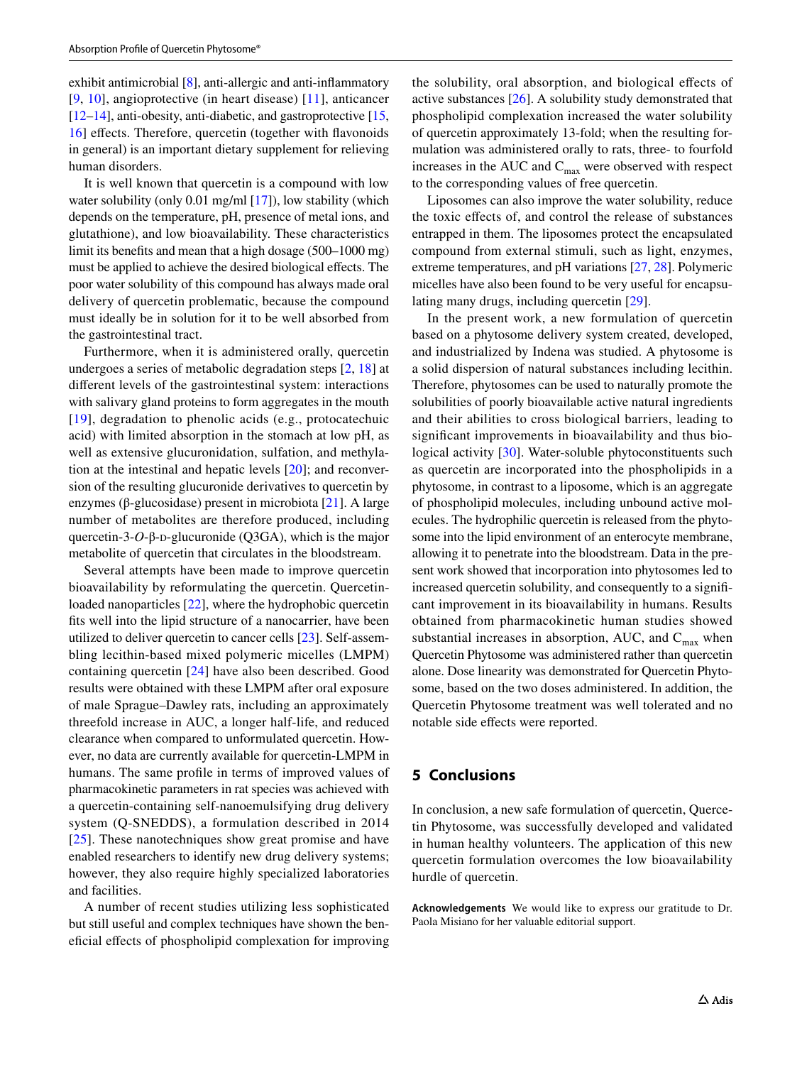exhibit antimicrobial [8], anti-allergic and anti-inflammatory [9, 10], angioprotective (in heart disease) [11], anticancer [12–14], anti-obesity, anti-diabetic, and gastroprotective [15, 16] effects. Therefore, quercetin (together with flavonoids in general) is an important dietary supplement for relieving human disorders.

It is well known that quercetin is a compound with low water solubility (only 0.01 mg/ml [17]), low stability (which depends on the temperature, pH, presence of metal ions, and glutathione), and low bioavailability. These characteristics limit its benefits and mean that a high dosage (500–1000 mg) must be applied to achieve the desired biological effects. The poor water solubility of this compound has always made oral delivery of quercetin problematic, because the compound must ideally be in solution for it to be well absorbed from the gastrointestinal tract.

Furthermore, when it is administered orally, quercetin undergoes a series of metabolic degradation steps [2, 18] at different levels of the gastrointestinal system: interactions with salivary gland proteins to form aggregates in the mouth [19], degradation to phenolic acids (e.g., protocatechuic acid) with limited absorption in the stomach at low pH, as well as extensive glucuronidation, sulfation, and methylation at the intestinal and hepatic levels [20]; and reconversion of the resulting glucuronide derivatives to quercetin by enzymes (β-glucosidase) present in microbiota [21]. A large number of metabolites are therefore produced, including quercetin-3-*O*-β-D-glucuronide (Q3GA), which is the major metabolite of quercetin that circulates in the bloodstream.

Several attempts have been made to improve quercetin bioavailability by reformulating the quercetin. Quercetin-loaded nanoparticles [22], where the hydrophobic quercetin fits well into the lipid structure of a nanocarrier, have been utilized to deliver quercetin to cancer cells [23]. Self-assembling lecithin-based mixed polymeric micelles (LMPM) containing quercetin [24] have also been described. Good results were obtained with these LMPM after oral exposure of male Sprague–Dawley rats, including an approximately threefold increase in AUC, a longer half-life, and reduced clearance when compared to unformulated quercetin. However, no data are currently available for quercetin-LMPM in humans. The same profile in terms of improved values of pharmacokinetic parameters in rat species was achieved with a quercetin-containing self-nanoemulsifying drug delivery system (Q-SNEDDS), a formulation described in 2014 [25]. These nanotechniques show great promise and have enabled researchers to identify new drug delivery systems; however, they also require highly specialized laboratories and facilities.

A number of recent studies utilizing less sophisticated but still useful and complex techniques have shown the beneficial effects of phospholipid complexation for improving the solubility, oral absorption, and biological effects of active substances [26]. A solubility study demonstrated that phospholipid complexation increased the water solubility of quercetin approximately 13-fold; when the resulting formulation was administered orally to rats, three- to fourfold increases in the AUC and $C_{max}$ were observed with respect to the corresponding values of free quercetin.

Liposomes can also improve the water solubility, reduce the toxic effects of, and control the release of substances entrapped in them. The liposomes protect the encapsulated compound from external stimuli, such as light, enzymes, extreme temperatures, and pH variations [27, 28]. Polymeric micelles have also been found to be very useful for encapsulating many drugs, including quercetin [29].

In the present work, a new formulation of quercetin based on a phytosome delivery system created, developed, and industrialized by Indena was studied. A phytosome is a solid dispersion of natural substances including lecithin. Therefore, phytosomes can be used to naturally promote the solubilities of poorly bioavailable active natural ingredients and their abilities to cross biological barriers, leading to significant improvements in bioavailability and thus biological activity [30]. Water-soluble phytoconstituents such as quercetin are incorporated into the phospholipids in a phytosome, in contrast to a liposome, which is an aggregate of phospholipid molecules, including unbound active molecules. The hydrophilic quercetin is released from the phytosome into the lipid environment of an enterocyte membrane, allowing it to penetrate into the bloodstream. Data in the present work showed that incorporation into phytosomes led to increased quercetin solubility, and consequently to a significant improvement in its bioavailability in humans. Results obtained from pharmacokinetic human studies showed substantial increases in absorption, AUC, and $C_{max}$ when Quercetin Phytosome was administered rather than quercetin alone. Dose linearity was demonstrated for Quercetin Phytosome, based on the two doses administered. In addition, the Quercetin Phytosome treatment was well tolerated and no notable side effects were reported.

## 5 Conclusions

In conclusion, a new safe formulation of quercetin, Quercetin Phytosome, was successfully developed and validated in human healthy volunteers. The application of this new quercetin formulation overcomes the low bioavailability hurdle of quercetin.

**Acknowledgements** We would like to express our gratitude to Dr. Paola Misiano for her valuable editorial support.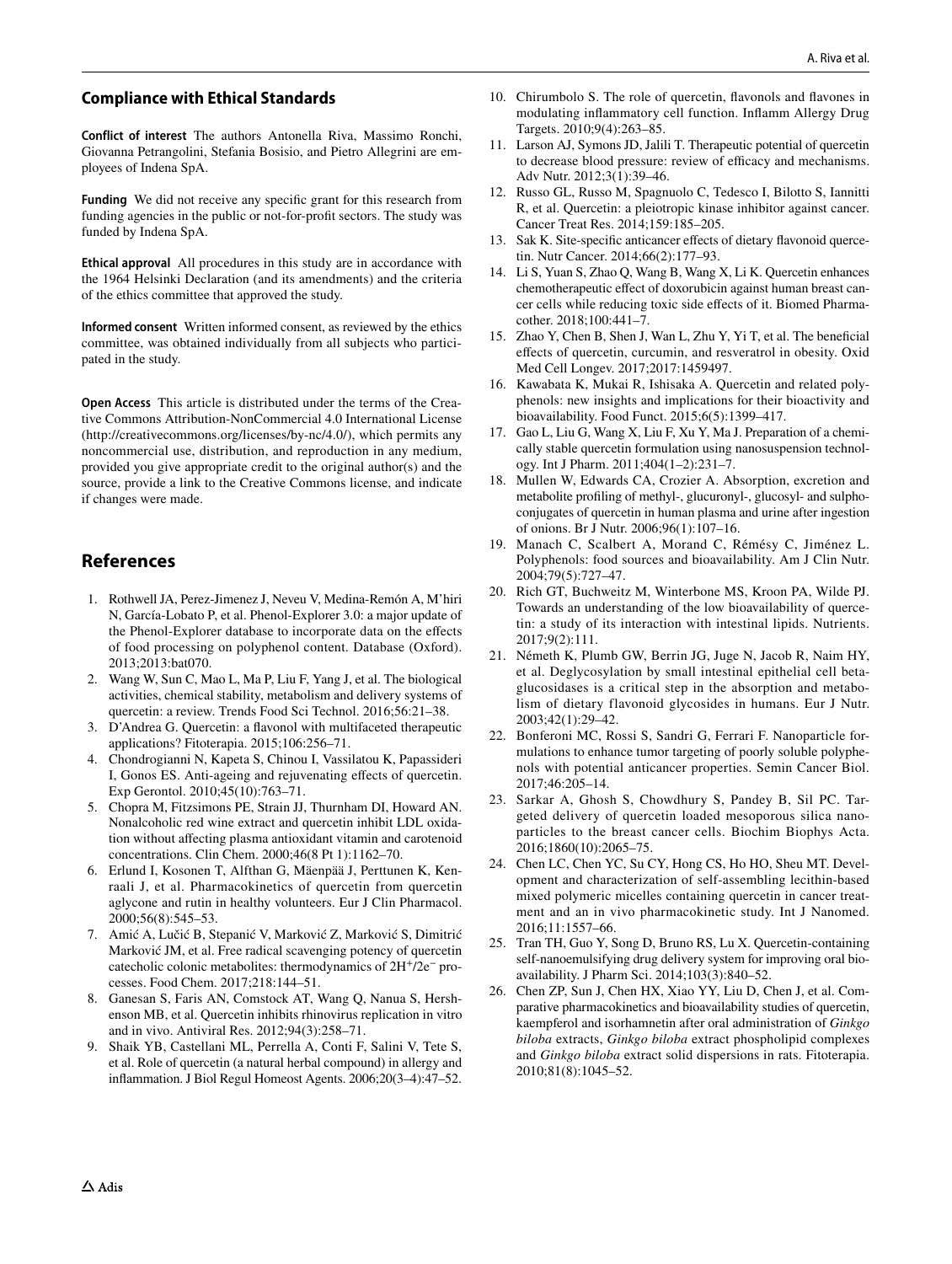## Compliance with Ethical Standards

**Conflict of interest** The authors Antonella Riva, Massimo Ronchi, Giovanna Petrangolini, Stefania Bosisio, and Pietro Allegrini are employees of Indena SpA.

**Funding** We did not receive any specific grant for this research from funding agencies in the public or not-for-profit sectors. The study was funded by Indena SpA.

**Ethical approval** All procedures in this study are in accordance with the 1964 Helsinki Declaration (and its amendments) and the criteria of the ethics committee that approved the study.

**Informed consent** Written informed consent, as reviewed by the ethics committee, was obtained individually from all subjects who participated in the study.

**Open Access** This article is distributed under the terms of the Creative Commons Attribution-NonCommercial 4.0 International License (http://creativecommons.org/licenses/by-nc/4.0/), which permits any noncommercial use, distribution, and reproduction in any medium, provided you give appropriate credit to the original author(s) and the source, provide a link to the Creative Commons license, and indicate if changes were made.

## References

1. Rothwell JA, Perez-Jimenez J, Neveu V, Medina-Remón A, M'hiri N, García-Lobato P, et al. Phenol-Explorer 3.0: a major update of the Phenol-Explorer database to incorporate data on the effects of food processing on polyphenol content. Database (Oxford). 2013;2013:bat070.
2. Wang W, Sun C, Mao L, Ma P, Liu F, Yang J, et al. The biological activities, chemical stability, metabolism and delivery systems of quercetin: a review. Trends Food Sci Technol. 2016;56:21–38.
3. D'Andrea G. Quercetin: a flavonol with multifaceted therapeutic applications? Fitoterapia. 2015;106:256–71.
4. Chondrogianni N, Kapeta S, Chinou I, Vassilatou K, Papassideri I, Gonos ES. Anti-ageing and rejuvenating effects of quercetin. Exp Gerontol. 2010;45(10):763–71.
5. Chopra M, Fitzsimons PE, Strain JJ, Thurnham DI, Howard AN. Nonalcoholic red wine extract and quercetin inhibit LDL oxidation without affecting plasma antioxidant vitamin and carotenoid concentrations. Clin Chem. 2000;46(8 Pt 1):1162–70.
6. Erlund I, Kosonen T, Alfthan G, Mäenpää J, Perttunen K, Kenraali J, et al. Pharmacokinetics of quercetin from quercetin aglycone and rutin in healthy volunteers. Eur J Clin Pharmacol. 2000;56(8):545–53.
7. Amić A, Lučić B, Stepanić V, Marković Z, Marković S, Dimitrić Marković JM, et al. Free radical scavenging potency of quercetin catecholic colonic metabolites: thermodynamics of $2H^{+}/2e^{-}$ processes. Food Chem. 2017;218:144–51.
8. Ganesan S, Faris AN, Comstock AT, Wang Q, Nanua S, Hershenson MB, et al. Quercetin inhibits rhinovirus replication in vitro and in vivo. Antiviral Res. 2012;94(3):258–71.
9. Shaik YB, Castellani ML, Perrella A, Conti F, Salini V, Tete S, et al. Role of quercetin (a natural herbal compound) in allergy and inflammation. J Biol Regul Homeost Agents. 2006;20(3–4):47–52.
10. Chirumbolo S. The role of quercetin, flavonols and flavones in modulating inflammatory cell function. Inflamm Allergy Drug Targets. 2010;9(4):263–85.
11. Larson AJ, Symons JD, Jalili T. Therapeutic potential of quercetin to decrease blood pressure: review of efficacy and mechanisms. Adv Nutr. 2012;3(1):39–46.
12. Russo GL, Russo M, Spagnuolo C, Tedesco I, Bilotto S, Iannitti R, et al. Quercetin: a pleiotropic kinase inhibitor against cancer. Cancer Treat Res. 2014;159:185–205.
13. Sak K. Site-specific anticancer effects of dietary flavonoid quercetin. Nutr Cancer. 2014;66(2):177–93.
14. Li S, Yuan S, Zhao Q, Wang B, Wang X, Li K. Quercetin enhances chemotherapeutic effect of doxorubicin against human breast cancer cells while reducing toxic side effects of it. Biomed Pharmacother. 2018;100:441–7.
15. Zhao Y, Chen B, Shen J, Wan L, Zhu Y, Yi T, et al. The beneficial effects of quercetin, curcumin, and resveratrol in obesity. Oxid Med Cell Longev. 2017;2017:1459497.
16. Kawabata K, Mukai R, Ishisaka A. Quercetin and related polyphenols: new insights and implications for their bioactivity and bioavailability. Food Funct. 2015;6(5):1399–417.
17. Gao L, Liu G, Wang X, Liu F, Xu Y, Ma J. Preparation of a chemically stable quercetin formulation using nanosuspension technology. Int J Pharm. 2011;404(1–2):231–7.
18. Mullen W, Edwards CA, Crozier A. Absorption, excretion and metabolite profiling of methyl-, glucuronyl-, glucosyl- and sulphoconjugates of quercetin in human plasma and urine after ingestion of onions. Br J Nutr. 2006;96(1):107–16.
19. Manach C, Scalbert A, Morand C, Rémésy C, Jiménez L. Polyphenols: food sources and bioavailability. Am J Clin Nutr. 2004;79(5):727–47.
20. Rich GT, Buchweitz M, Winterbone MS, Kroon PA, Wilde PJ. Towards an understanding of the low bioavailability of quercetin: a study of its interaction with intestinal lipids. Nutrients. 2017;9(2):111.
21. Németh K, Plumb GW, Berrin JG, Juge N, Jacob R, Naim HY, et al. Deglycosylation by small intestinal epithelial cell beta-glucosidases is a critical step in the absorption and metabolism of dietary flavonoid glycosides in humans. Eur J Nutr. 2003;42(1):29–42.
22. Bonferoni MC, Rossi S, Sandri G, Ferrari F. Nanoparticle formulations to enhance tumor targeting of poorly soluble polyphenols with potential anticancer properties. Semin Cancer Biol. 2017;46:205–14.
23. Sarkar A, Ghosh S, Chowdhury S, Pandey B, Sil PC. Targeted delivery of quercetin loaded mesoporous silica nanoparticles to the breast cancer cells. Biochim Biophys Acta. 2016;1860(10):2065–75.
24. Chen LC, Chen YC, Su CY, Hong CS, Ho HO, Sheu MT. Development and characterization of self-assembling lecithin-based mixed polymeric micelles containing quercetin in cancer treatment and an in vivo pharmacokinetic study. Int J Nanomed. 2016;11:1557–66.
25. Tran TH, Guo Y, Song D, Bruno RS, Lu X. Quercetin-containing self-nanoemulsifying drug delivery system for improving oral bioavailability. J Pharm Sci. 2014;103(3):840–52.
26. Chen ZP, Sun J, Chen HX, Xiao YY, Liu D, Chen J, et al. Comparative pharmacokinetics and bioavailability studies of quercetin, kaempferol and isorhamnetin after oral administration of *Ginkgo biloba* extracts, *Ginkgo biloba* extract phospholipid complexes and *Ginkgo biloba* extract solid dispersions in rats. Fitoterapia. 2010;81(8):1045–52.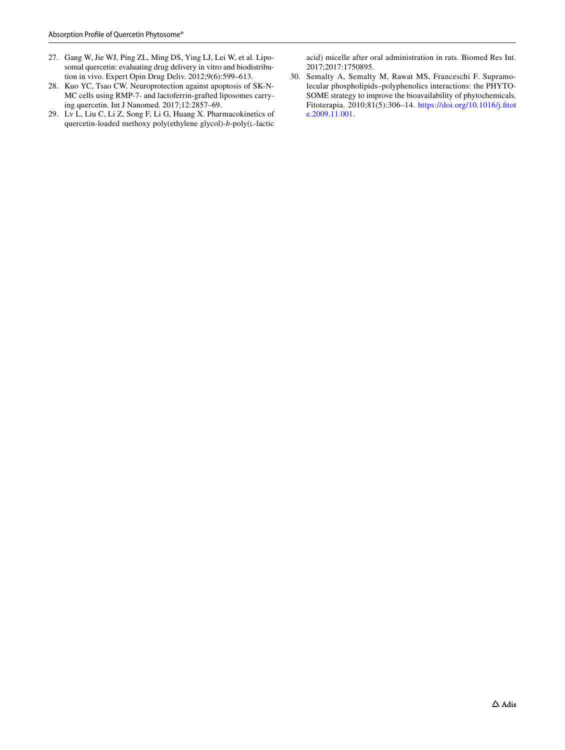27. Gang W, Jie WJ, Ping ZL, Ming DS, Ying LJ, Lei W, et al. Liposomal quercetin: evaluating drug delivery in vitro and biodistribution in vivo. Expert Opin Drug Deliv. 2012;9(6):599–613.
28. Kuo YC, Tsao CW. Neuroprotection against apoptosis of SK-N-MC cells using RMP-7- and lactoferrin-grafted liposomes carrying quercetin. Int J Nanomed. 2017;12:2857–69.
29. Lv L, Liu C, Li Z, Song F, Li G, Huang X. Pharmacokinetics of quercetin-loaded methoxy poly(ethylene glycol)-*b*-poly(L-lactic acid) micelle after oral administration in rats. Biomed Res Int. 2017;2017:1750895.
30. Semalty A, Semalty M, Rawat MS, Franceschi F. Supramolecular phospholipids–polyphenolics interactions: the PHYTOSOME strategy to improve the bioavailability of phytochemicals. Fitoterapia. 2010;81(5):306–14. https://doi.org/10.1016/j.fitote.2009.11.001.